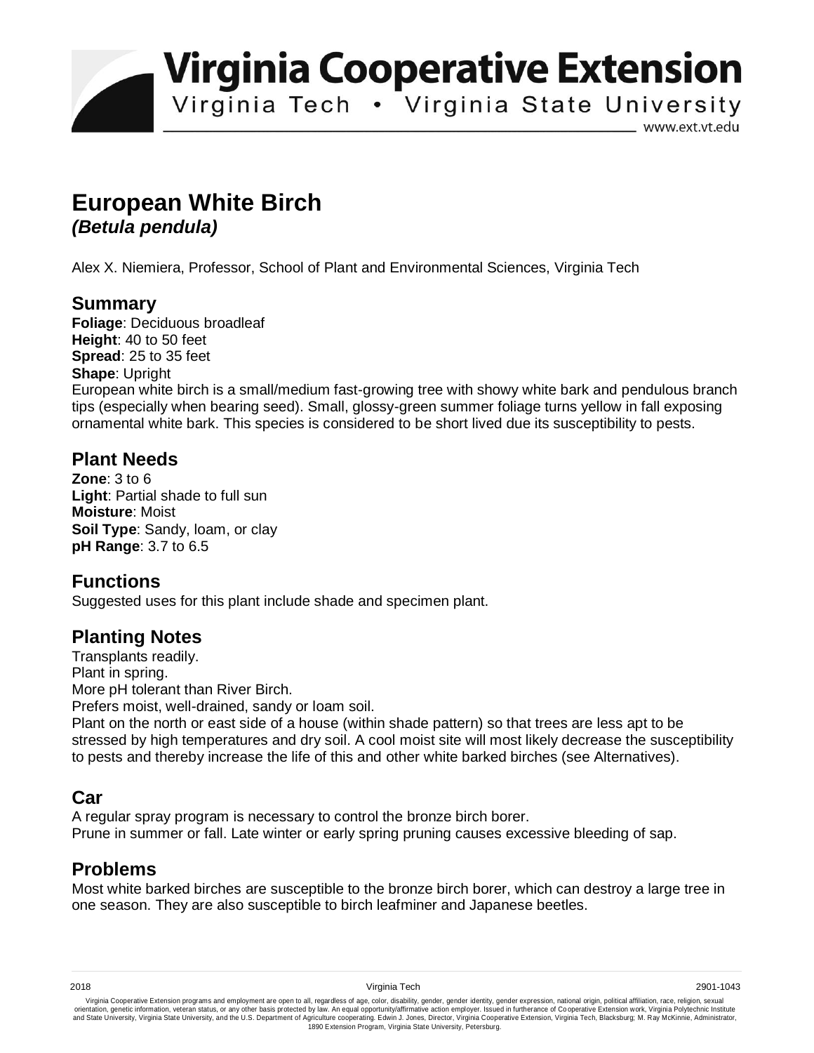# Virginia Cooperative Extension

Virginia Tech • Virginia State University

www.ext.vt.edu

# European White Birch

## *(Betula pendula)*

Alex X. Niemiera, Professor, School of Plant and Environmental Sciences, Virginia Tech

## Summary

**Foliage**: Deciduous broadleaf
**Height**: 40 to 50 feet
**Spread**: 25 to 35 feet
**Shape**: Upright
European white birch is a small/medium fast-growing tree with showy white bark and pendulous branch tips (especially when bearing seed). Small, glossy-green summer foliage turns yellow in fall exposing ornamental white bark. This species is considered to be short lived due its susceptibility to pests.

## Plant Needs

**Zone**: 3 to 6
**Light**: Partial shade to full sun
**Moisture**: Moist
**Soil Type**: Sandy, loam, or clay
**pH Range**: 3.7 to 6.5

## Functions

Suggested uses for this plant include shade and specimen plant.

## Planting Notes

Transplants readily.
Plant in spring.
More pH tolerant than River Birch.
Prefers moist, well-drained, sandy or loam soil.
Plant on the north or east side of a house (within shade pattern) so that trees are less apt to be stressed by high temperatures and dry soil. A cool moist site will most likely decrease the susceptibility to pests and thereby increase the life of this and other white barked birches (see Alternatives).

## Car

A regular spray program is necessary to control the bronze birch borer.
Prune in summer or fall. Late winter or early spring pruning causes excessive bleeding of sap.

## Problems

Most white barked birches are susceptible to the bronze birch borer, which can destroy a large tree in one season. They are also susceptible to birch leafminer and Japanese beetles.

2018 Virginia Tech 2901-1043

Virginia Cooperative Extension programs and employment are open to all, regardless of age, color, disability, gender, gender identity, gender expression, national origin, political affiliation, race, religion, sexual orientation, genetic information, veteran status, or any other basis protected by law. An equal opportunity/affirmative action employer. Issued in furtherance of Cooperative Extension work, Virginia Polytechnic Institute and State University, Virginia State University, and the U.S. Department of Agriculture cooperating. Edwin J. Jones, Director, Virginia Cooperative Extension, Virginia Tech, Blacksburg; M. Ray McKinnie, Administrator, 1890 Extension Program, Virginia State University, Petersburg.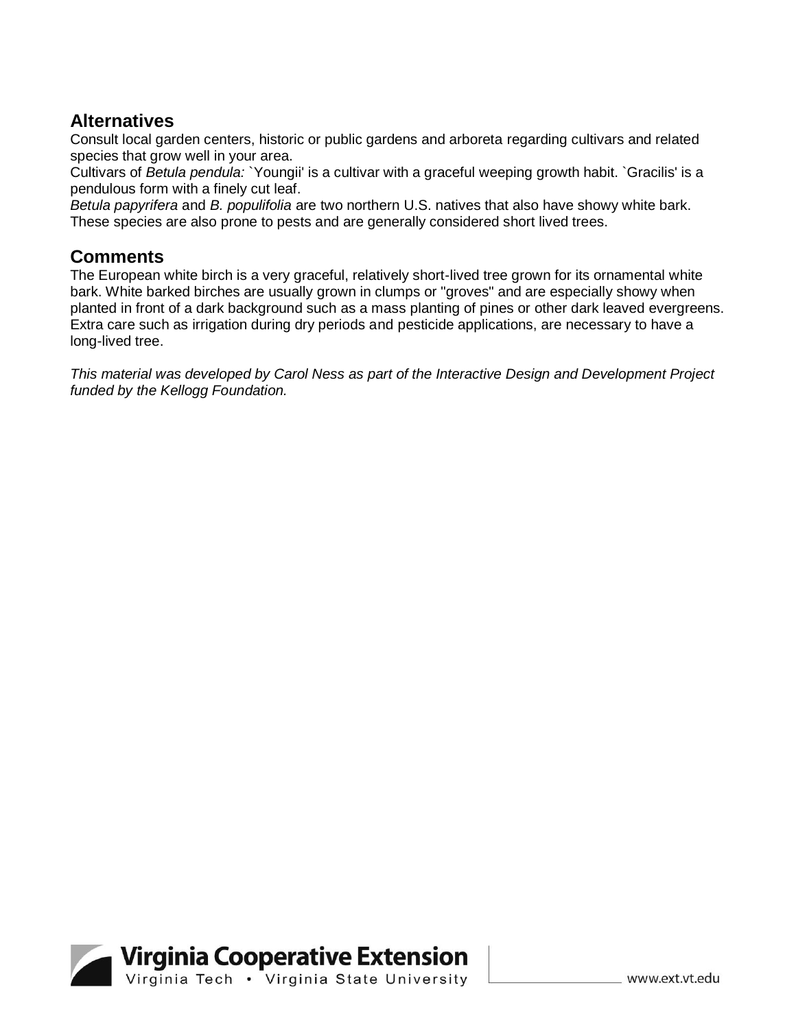## Alternatives

Consult local garden centers, historic or public gardens and arboreta regarding cultivars and related species that grow well in your area.

Cultivars of *Betula pendula:* `Youngii' is a cultivar with a graceful weeping growth habit. `Gracilis' is a pendulous form with a finely cut leaf.

*Betula papyrifera* and *B. populifolia* are two northern U.S. natives that also have showy white bark. These species are also prone to pests and are generally considered short lived trees.

## Comments

The European white birch is a very graceful, relatively short-lived tree grown for its ornamental white bark. White barked birches are usually grown in clumps or "groves" and are especially showy when planted in front of a dark background such as a mass planting of pines or other dark leaved evergreens. Extra care such as irrigation during dry periods and pesticide applications, are necessary to have a long-lived tree.

*This material was developed by Carol Ness as part of the Interactive Design and Development Project funded by the Kellogg Foundation.*